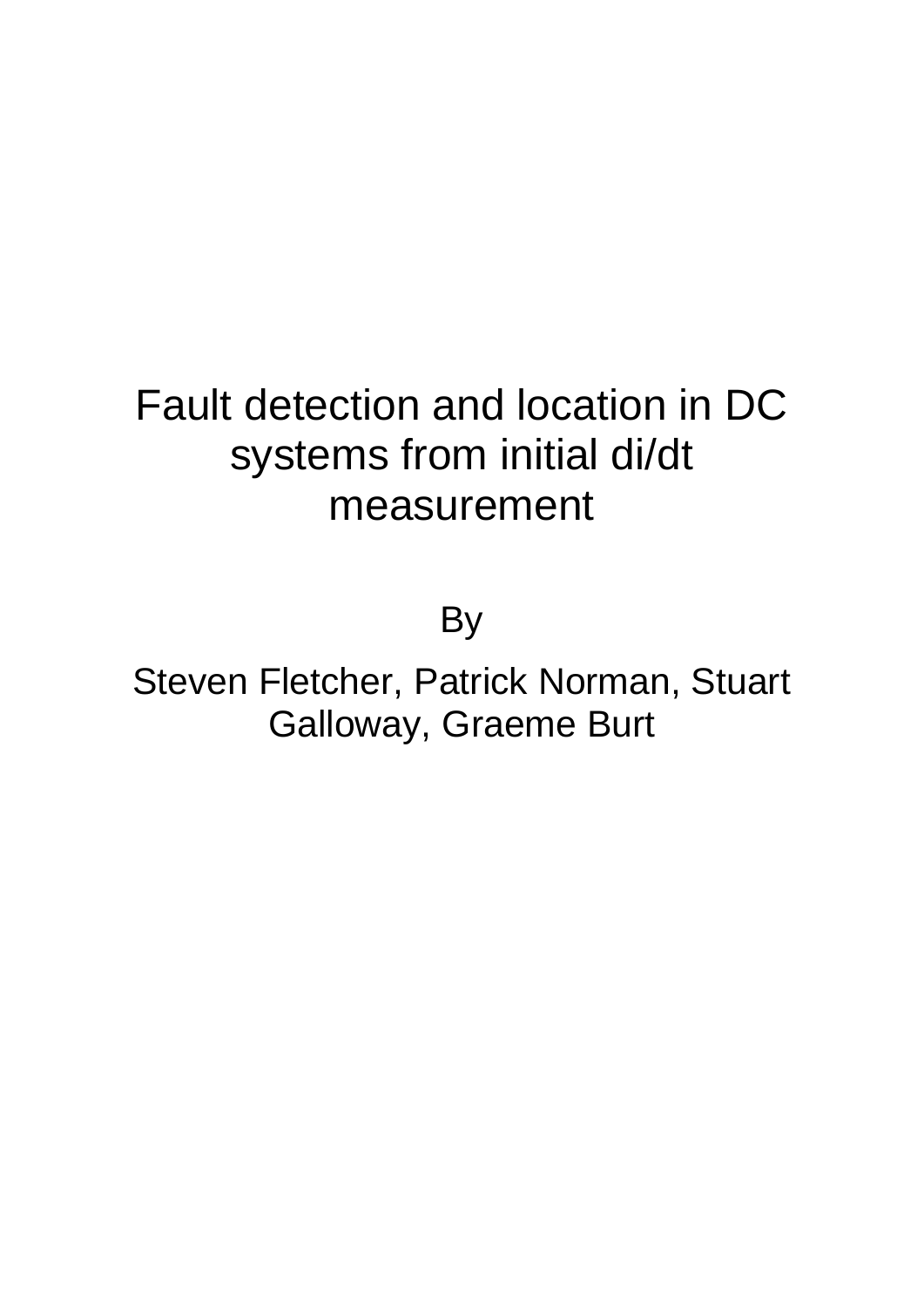# Fault detection and location in DC systems from initial di/dt measurement

By

Steven Fletcher, Patrick Norman, Stuart Galloway, Graeme Burt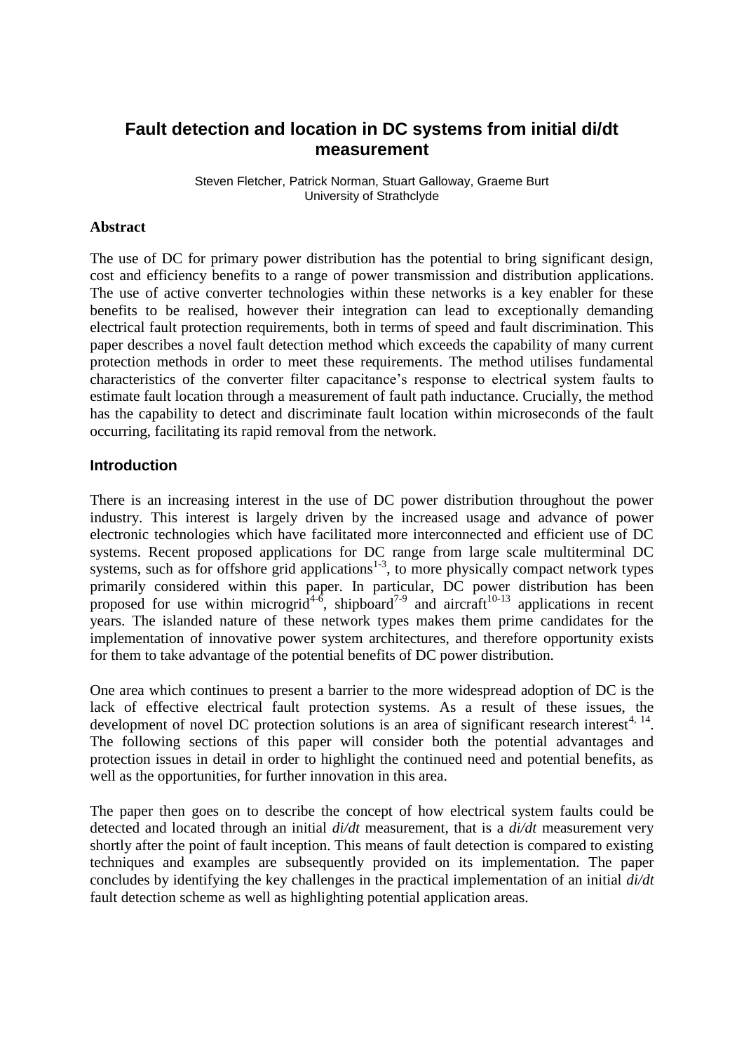# Fault detection and location in DC systems from initial di/dt measurement

Steven Fletcher, Patrick Norman, Stuart Galloway, Graeme Burt
University of Strathclyde

**Abstract**

The use of DC for primary power distribution has the potential to bring significant design, cost and efficiency benefits to a range of power transmission and distribution applications. The use of active converter technologies within these networks is a key enabler for these benefits to be realised, however their integration can lead to exceptionally demanding electrical fault protection requirements, both in terms of speed and fault discrimination. This paper describes a novel fault detection method which exceeds the capability of many current protection methods in order to meet these requirements. The method utilises fundamental characteristics of the converter filter capacitance's response to electrical system faults to estimate fault location through a measurement of fault path inductance. Crucially, the method has the capability to detect and discriminate fault location within microseconds of the fault occurring, facilitating its rapid removal from the network.

## Introduction

There is an increasing interest in the use of DC power distribution throughout the power industry. This interest is largely driven by the increased usage and advance of power electronic technologies which have facilitated more interconnected and efficient use of DC systems. Recent proposed applications for DC range from large scale multiterminal DC systems, such as for offshore grid applications[1-3], to more physically compact network types primarily considered within this paper. In particular, DC power distribution has been proposed for use within microgrid[4-6], shipboard[7-9] and aircraft[10-13] applications in recent years. The islanded nature of these network types makes them prime candidates for the implementation of innovative power system architectures, and therefore opportunity exists for them to take advantage of the potential benefits of DC power distribution.

One area which continues to present a barrier to the more widespread adoption of DC is the lack of effective electrical fault protection systems. As a result of these issues, the development of novel DC protection solutions is an area of significant research interest[4, 14]. The following sections of this paper will consider both the potential advantages and protection issues in detail in order to highlight the continued need and potential benefits, as well as the opportunities, for further innovation in this area.

The paper then goes on to describe the concept of how electrical system faults could be detected and located through an initial *di/dt* measurement, that is a *di/dt* measurement very shortly after the point of fault inception. This means of fault detection is compared to existing techniques and examples are subsequently provided on its implementation. The paper concludes by identifying the key challenges in the practical implementation of an initial *di/dt* fault detection scheme as well as highlighting potential application areas.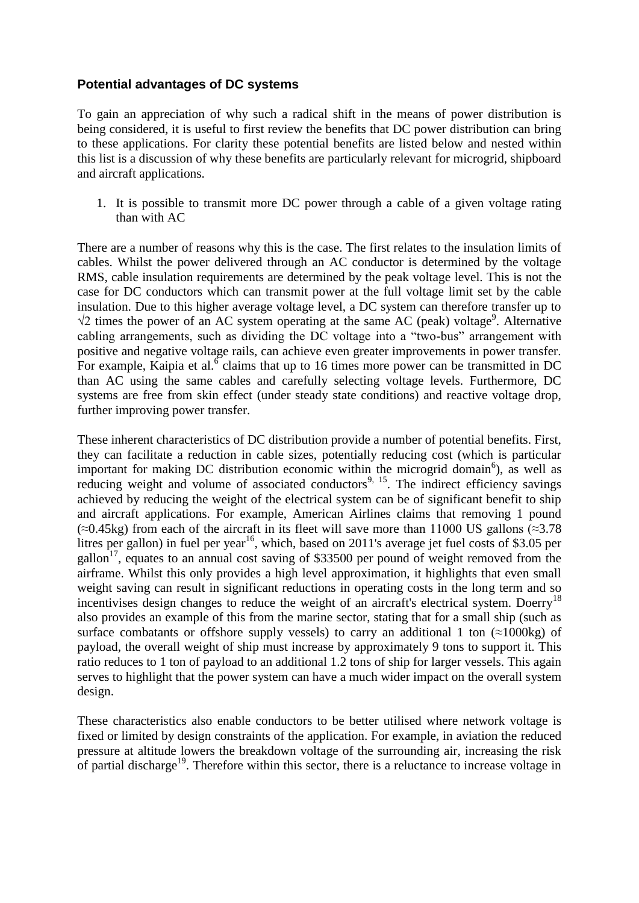### Potential advantages of DC systems

To gain an appreciation of why such a radical shift in the means of power distribution is being considered, it is useful to first review the benefits that DC power distribution can bring to these applications. For clarity these potential benefits are listed below and nested within this list is a discussion of why these benefits are particularly relevant for microgrid, shipboard and aircraft applications.

1. It is possible to transmit more DC power through a cable of a given voltage rating than with AC

There are a number of reasons why this is the case. The first relates to the insulation limits of cables. Whilst the power delivered through an AC conductor is determined by the voltage RMS, cable insulation requirements are determined by the peak voltage level. This is not the case for DC conductors which can transmit power at the full voltage limit set by the cable insulation. Due to this higher average voltage level, a DC system can therefore transfer up to $\sqrt{2}$ times the power of an AC system operating at the same AC (peak) voltage[9]. Alternative cabling arrangements, such as dividing the DC voltage into a "two-bus" arrangement with positive and negative voltage rails, can achieve even greater improvements in power transfer. For example, Kaipia et al.[6] claims that up to 16 times more power can be transmitted in DC than AC using the same cables and carefully selecting voltage levels. Furthermore, DC systems are free from skin effect (under steady state conditions) and reactive voltage drop, further improving power transfer.

These inherent characteristics of DC distribution provide a number of potential benefits. First, they can facilitate a reduction in cable sizes, potentially reducing cost (which is particular important for making DC distribution economic within the microgrid domain[6]), as well as reducing weight and volume of associated conductors[9, 15]. The indirect efficiency savings achieved by reducing the weight of the electrical system can be of significant benefit to ship and aircraft applications. For example, American Airlines claims that removing 1 pound (≈0.45kg) from each of the aircraft in its fleet will save more than 11000 US gallons (≈3.78 litres per gallon) in fuel per year[16], which, based on 2011's average jet fuel costs of $3.05 per gallon[17], equates to an annual cost saving of $33500 per pound of weight removed from the airframe. Whilst this only provides a high level approximation, it highlights that even small weight saving can result in significant reductions in operating costs in the long term and so incentivises design changes to reduce the weight of an aircraft's electrical system. Doerry[18] also provides an example of this from the marine sector, stating that for a small ship (such as surface combatants or offshore supply vessels) to carry an additional 1 ton (≈1000kg) of payload, the overall weight of ship must increase by approximately 9 tons to support it. This ratio reduces to 1 ton of payload to an additional 1.2 tons of ship for larger vessels. This again serves to highlight that the power system can have a much wider impact on the overall system design.

These characteristics also enable conductors to be better utilised where network voltage is fixed or limited by design constraints of the application. For example, in aviation the reduced pressure at altitude lowers the breakdown voltage of the surrounding air, increasing the risk of partial discharge[19]. Therefore within this sector, there is a reluctance to increase voltage in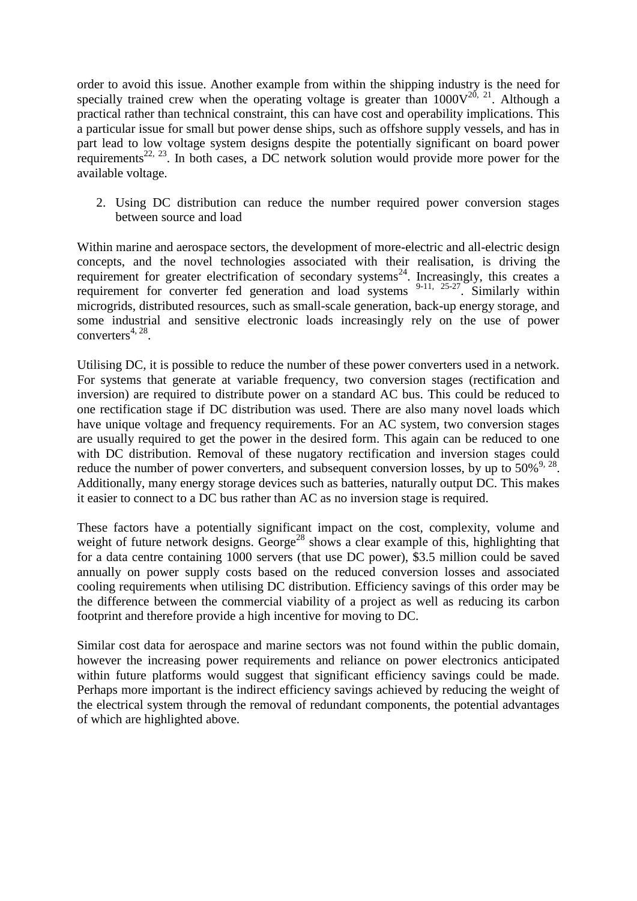order to avoid this issue. Another example from within the shipping industry is the need for specially trained crew when the operating voltage is greater than 1000V[20, 21]. Although a practical rather than technical constraint, this can have cost and operability implications. This a particular issue for small but power dense ships, such as offshore supply vessels, and has in part lead to low voltage system designs despite the potentially significant on board power requirements[22, 23]. In both cases, a DC network solution would provide more power for the available voltage.

2. Using DC distribution can reduce the number required power conversion stages between source and load

Within marine and aerospace sectors, the development of more-electric and all-electric design concepts, and the novel technologies associated with their realisation, is driving the requirement for greater electrification of secondary systems[24]. Increasingly, this creates a requirement for converter fed generation and load systems [9-11, 25-27]. Similarly within microgrids, distributed resources, such as small-scale generation, back-up energy storage, and some industrial and sensitive electronic loads increasingly rely on the use of power converters[4, 28].

Utilising DC, it is possible to reduce the number of these power converters used in a network. For systems that generate at variable frequency, two conversion stages (rectification and inversion) are required to distribute power on a standard AC bus. This could be reduced to one rectification stage if DC distribution was used. There are also many novel loads which have unique voltage and frequency requirements. For an AC system, two conversion stages are usually required to get the power in the desired form. This again can be reduced to one with DC distribution. Removal of these nugatory rectification and inversion stages could reduce the number of power converters, and subsequent conversion losses, by up to 50%[9, 28]. Additionally, many energy storage devices such as batteries, naturally output DC. This makes it easier to connect to a DC bus rather than AC as no inversion stage is required.

These factors have a potentially significant impact on the cost, complexity, volume and weight of future network designs. George[28] shows a clear example of this, highlighting that for a data centre containing 1000 servers (that use DC power), $3.5 million could be saved annually on power supply costs based on the reduced conversion losses and associated cooling requirements when utilising DC distribution. Efficiency savings of this order may be the difference between the commercial viability of a project as well as reducing its carbon footprint and therefore provide a high incentive for moving to DC.

Similar cost data for aerospace and marine sectors was not found within the public domain, however the increasing power requirements and reliance on power electronics anticipated within future platforms would suggest that significant efficiency savings could be made. Perhaps more important is the indirect efficiency savings achieved by reducing the weight of the electrical system through the removal of redundant components, the potential advantages of which are highlighted above.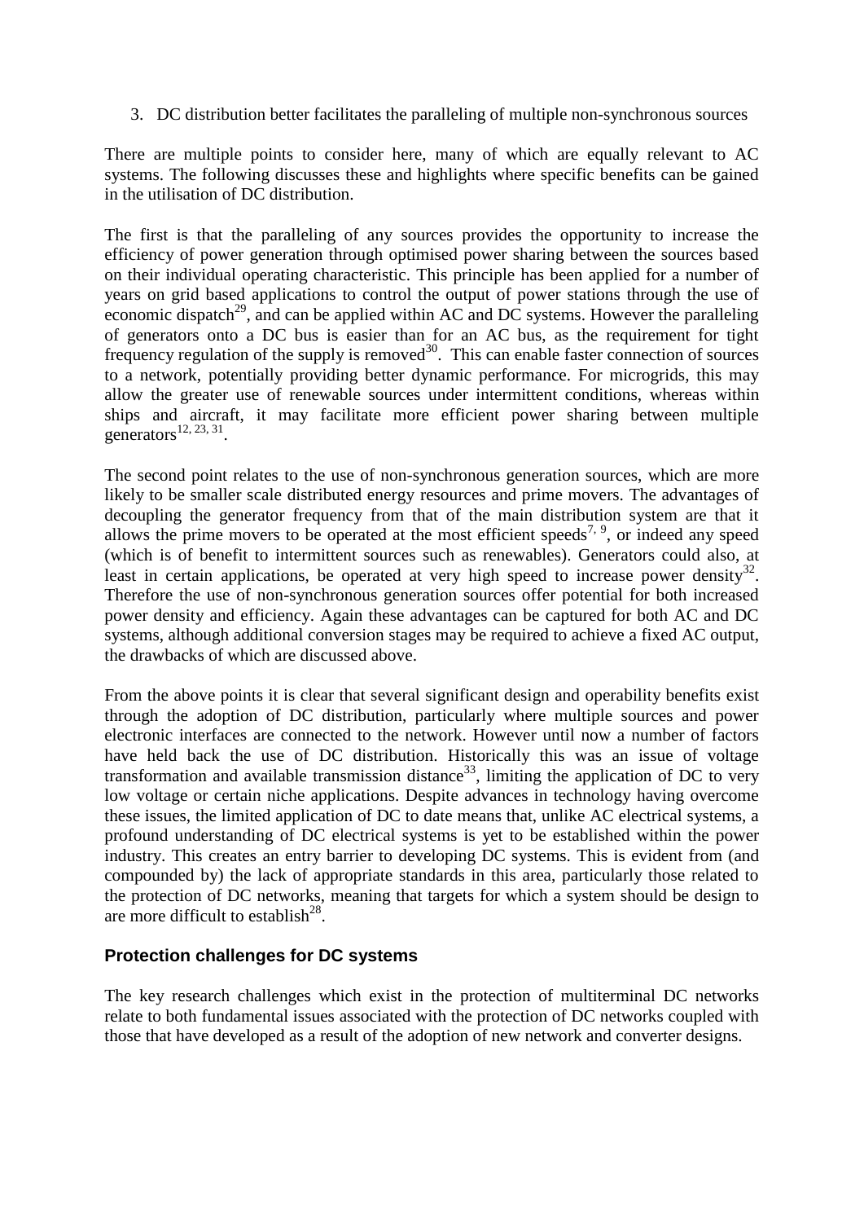3. DC distribution better facilitates the paralleling of multiple non-synchronous sources

There are multiple points to consider here, many of which are equally relevant to AC systems. The following discusses these and highlights where specific benefits can be gained in the utilisation of DC distribution.

The first is that the paralleling of any sources provides the opportunity to increase the efficiency of power generation through optimised power sharing between the sources based on their individual operating characteristic. This principle has been applied for a number of years on grid based applications to control the output of power stations through the use of economic dispatch[29], and can be applied within AC and DC systems. However the paralleling of generators onto a DC bus is easier than for an AC bus, as the requirement for tight frequency regulation of the supply is removed[30]. This can enable faster connection of sources to a network, potentially providing better dynamic performance. For microgrids, this may allow the greater use of renewable sources under intermittent conditions, whereas within ships and aircraft, it may facilitate more efficient power sharing between multiple generators[12, 23, 31].

The second point relates to the use of non-synchronous generation sources, which are more likely to be smaller scale distributed energy resources and prime movers. The advantages of decoupling the generator frequency from that of the main distribution system are that it allows the prime movers to be operated at the most efficient speeds[7, 9], or indeed any speed (which is of benefit to intermittent sources such as renewables). Generators could also, at least in certain applications, be operated at very high speed to increase power density[32]. Therefore the use of non-synchronous generation sources offer potential for both increased power density and efficiency. Again these advantages can be captured for both AC and DC systems, although additional conversion stages may be required to achieve a fixed AC output, the drawbacks of which are discussed above.

From the above points it is clear that several significant design and operability benefits exist through the adoption of DC distribution, particularly where multiple sources and power electronic interfaces are connected to the network. However until now a number of factors have held back the use of DC distribution. Historically this was an issue of voltage transformation and available transmission distance[33], limiting the application of DC to very low voltage or certain niche applications. Despite advances in technology having overcome these issues, the limited application of DC to date means that, unlike AC electrical systems, a profound understanding of DC electrical systems is yet to be established within the power industry. This creates an entry barrier to developing DC systems. This is evident from (and compounded by) the lack of appropriate standards in this area, particularly those related to the protection of DC networks, meaning that targets for which a system should be design to are more difficult to establish[28].

## Protection challenges for DC systems

The key research challenges which exist in the protection of multiterminal DC networks relate to both fundamental issues associated with the protection of DC networks coupled with those that have developed as a result of the adoption of new network and converter designs.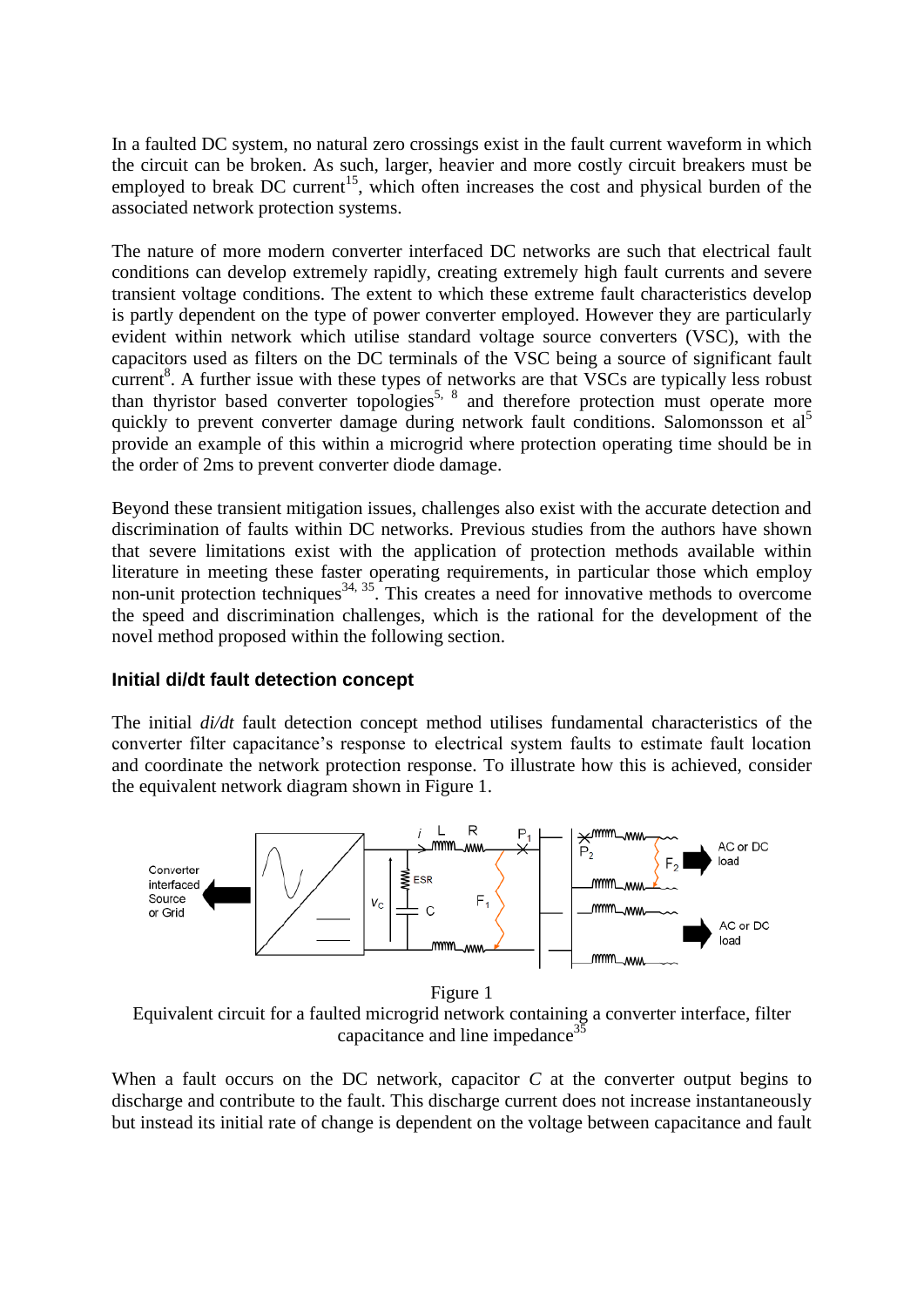In a faulted DC system, no natural zero crossings exist in the fault current waveform in which the circuit can be broken. As such, larger, heavier and more costly circuit breakers must be employed to break DC current[15], which often increases the cost and physical burden of the associated network protection systems.

The nature of more modern converter interfaced DC networks are such that electrical fault conditions can develop extremely rapidly, creating extremely high fault currents and severe transient voltage conditions. The extent to which these extreme fault characteristics develop is partly dependent on the type of power converter employed. However they are particularly evident within network which utilise standard voltage source converters (VSC), with the capacitors used as filters on the DC terminals of the VSC being a source of significant fault current[8]. A further issue with these types of networks are that VSCs are typically less robust than thyristor based converter topologies[5, 8] and therefore protection must operate more quickly to prevent converter damage during network fault conditions. Salomonsson et al[5] provide an example of this within a microgrid where protection operating time should be in the order of 2ms to prevent converter diode damage.

Beyond these transient mitigation issues, challenges also exist with the accurate detection and discrimination of faults within DC networks. Previous studies from the authors have shown that severe limitations exist with the application of protection methods available within literature in meeting these faster operating requirements, in particular those which employ non-unit protection techniques[34, 35]. This creates a need for innovative methods to overcome the speed and discrimination challenges, which is the rational for the development of the novel method proposed within the following section.

### Initial di/dt fault detection concept

The initial *di/dt* fault detection concept method utilises fundamental characteristics of the converter filter capacitance's response to electrical system faults to estimate fault location and coordinate the network protection response. To illustrate how this is achieved, consider the equivalent network diagram shown in Figure 1.

Figure 1
Equivalent circuit for a faulted microgrid network containing a converter interface, filter capacitance and line impedance[35]

When a fault occurs on the DC network, capacitor $C$ at the converter output begins to discharge and contribute to the fault. This discharge current does not increase instantaneously but instead its initial rate of change is dependent on the voltage between capacitance and fault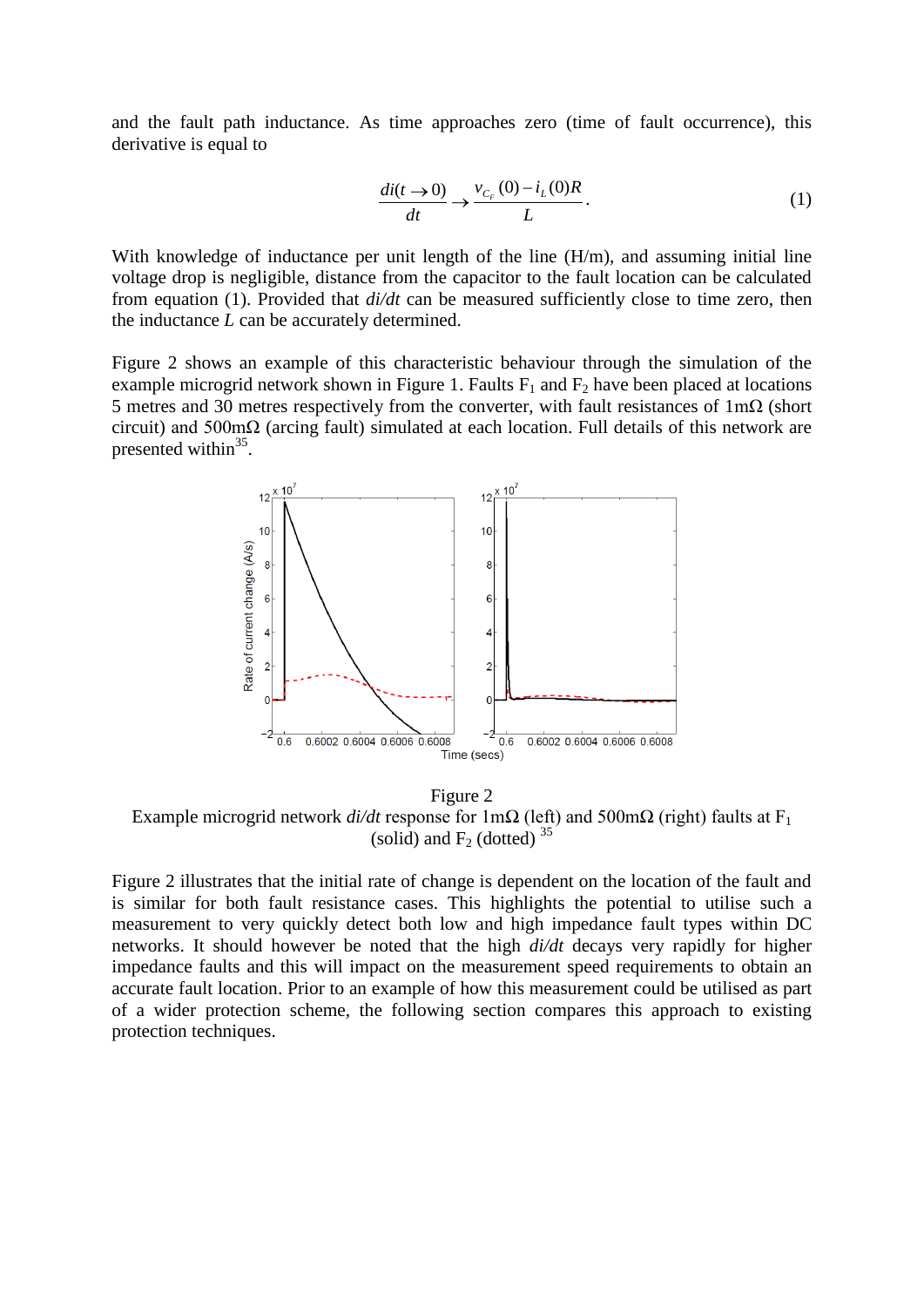and the fault path inductance. As time approaches zero (time of fault occurrence), this derivative is equal to

$$\frac{di(t \to 0)}{dt} \to \frac{v_{C_F}(0) - i_L(0)R}{L}. \tag{1}$$

With knowledge of inductance per unit length of the line (H/m), and assuming initial line voltage drop is negligible, distance from the capacitor to the fault location can be calculated from equation (1). Provided that *di/dt* can be measured sufficiently close to time zero, then the inductance $L$ can be accurately determined.

Figure 2 shows an example of this characteristic behaviour through the simulation of the example microgrid network shown in Figure 1. Faults $F_1$ and $F_2$ have been placed at locations 5 metres and 30 metres respectively from the converter, with fault resistances of 1mΩ (short circuit) and 500mΩ (arcing fault) simulated at each location. Full details of this network are presented within[35].

Figure 2
Example microgrid network *di/dt* response for 1mΩ (left) and 500mΩ (right) faults at $F_1$ (solid) and $F_2$ (dotted) [35]

Figure 2 illustrates that the initial rate of change is dependent on the location of the fault and is similar for both fault resistance cases. This highlights the potential to utilise such a measurement to very quickly detect both low and high impedance fault types within DC networks. It should however be noted that the high *di/dt* decays very rapidly for higher impedance faults and this will impact on the measurement speed requirements to obtain an accurate fault location. Prior to an example of how this measurement could be utilised as part of a wider protection scheme, the following section compares this approach to existing protection techniques.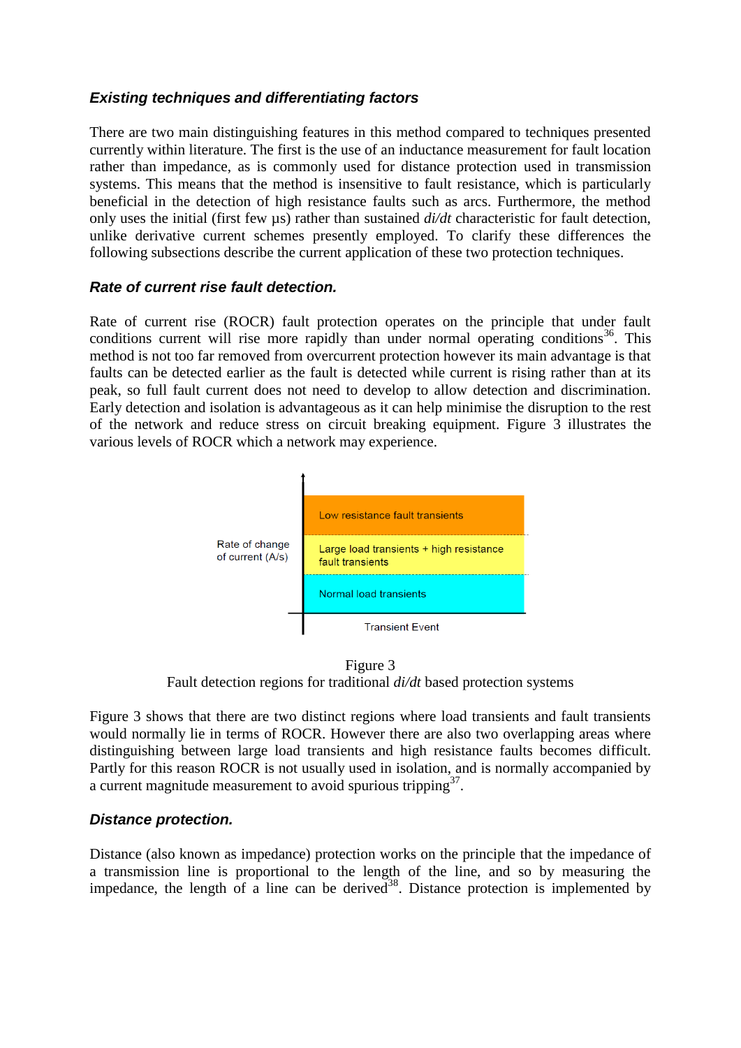### *Existing techniques and differentiating factors*

There are two main distinguishing features in this method compared to techniques presented currently within literature. The first is the use of an inductance measurement for fault location rather than impedance, as is commonly used for distance protection used in transmission systems. This means that the method is insensitive to fault resistance, which is particularly beneficial in the detection of high resistance faults such as arcs. Furthermore, the method only uses the initial (first few µs) rather than sustained *di/dt* characteristic for fault detection, unlike derivative current schemes presently employed. To clarify these differences the following subsections describe the current application of these two protection techniques.

### *Rate of current rise fault detection.*

Rate of current rise (ROCR) fault protection operates on the principle that under fault conditions current will rise more rapidly than under normal operating conditions[36]. This method is not too far removed from overcurrent protection however its main advantage is that faults can be detected earlier as the fault is detected while current is rising rather than at its peak, so full fault current does not need to develop to allow detection and discrimination. Early detection and isolation is advantageous as it can help minimise the disruption to the rest of the network and reduce stress on circuit breaking equipment. Figure 3 illustrates the various levels of ROCR which a network may experience.

Rate of change of current (A/s)

Low resistance fault transients

Large load transients + high resistance fault transients

Normal load transients

Transient Event

Figure 3
Fault detection regions for traditional *di/dt* based protection systems

Figure 3 shows that there are two distinct regions where load transients and fault transients would normally lie in terms of ROCR. However there are also two overlapping areas where distinguishing between large load transients and high resistance faults becomes difficult. Partly for this reason ROCR is not usually used in isolation, and is normally accompanied by a current magnitude measurement to avoid spurious tripping[37].

### *Distance protection.*

Distance (also known as impedance) protection works on the principle that the impedance of a transmission line is proportional to the length of the line, and so by measuring the impedance, the length of a line can be derived[38]. Distance protection is implemented by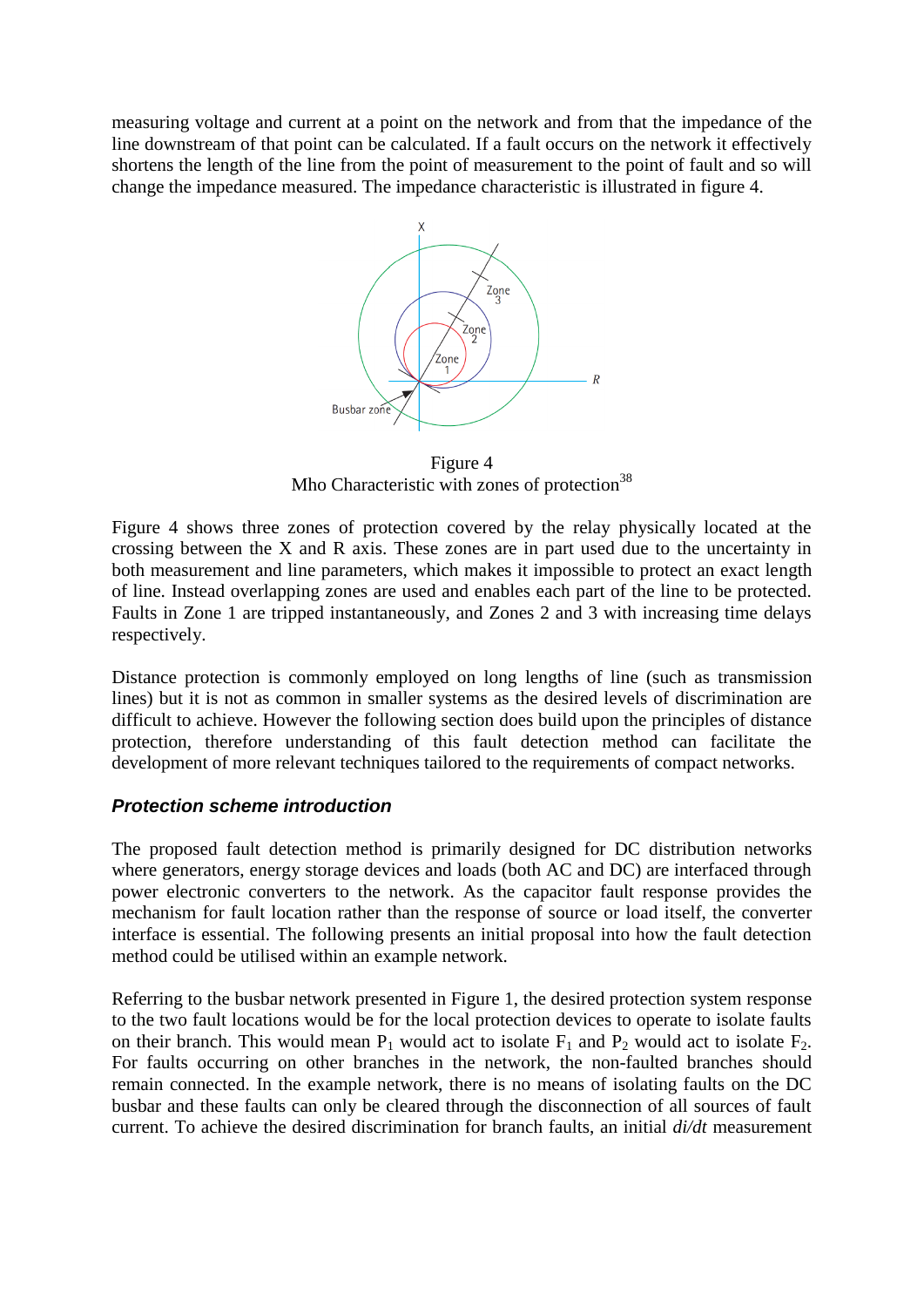measuring voltage and current at a point on the network and from that the impedance of the line downstream of that point can be calculated. If a fault occurs on the network it effectively shortens the length of the line from the point of measurement to the point of fault and so will change the impedance measured. The impedance characteristic is illustrated in figure 4.

Figure 4
Mho Characteristic with zones of protection[38]

Figure 4 shows three zones of protection covered by the relay physically located at the crossing between the X and R axis. These zones are in part used due to the uncertainty in both measurement and line parameters, which makes it impossible to protect an exact length of line. Instead overlapping zones are used and enables each part of the line to be protected. Faults in Zone 1 are tripped instantaneously, and Zones 2 and 3 with increasing time delays respectively.

Distance protection is commonly employed on long lengths of line (such as transmission lines) but it is not as common in smaller systems as the desired levels of discrimination are difficult to achieve. However the following section does build upon the principles of distance protection, therefore understanding of this fault detection method can facilitate the development of more relevant techniques tailored to the requirements of compact networks.

### ***Protection scheme introduction***

The proposed fault detection method is primarily designed for DC distribution networks where generators, energy storage devices and loads (both AC and DC) are interfaced through power electronic converters to the network. As the capacitor fault response provides the mechanism for fault location rather than the response of source or load itself, the converter interface is essential. The following presents an initial proposal into how the fault detection method could be utilised within an example network.

Referring to the busbar network presented in Figure 1, the desired protection system response to the two fault locations would be for the local protection devices to operate to isolate faults on their branch. This would mean $P_1$ would act to isolate $F_1$ and $P_2$ would act to isolate $F_2$. For faults occurring on other branches in the network, the non-faulted branches should remain connected. In the example network, there is no means of isolating faults on the DC busbar and these faults can only be cleared through the disconnection of all sources of fault current. To achieve the desired discrimination for branch faults, an initial *di/dt* measurement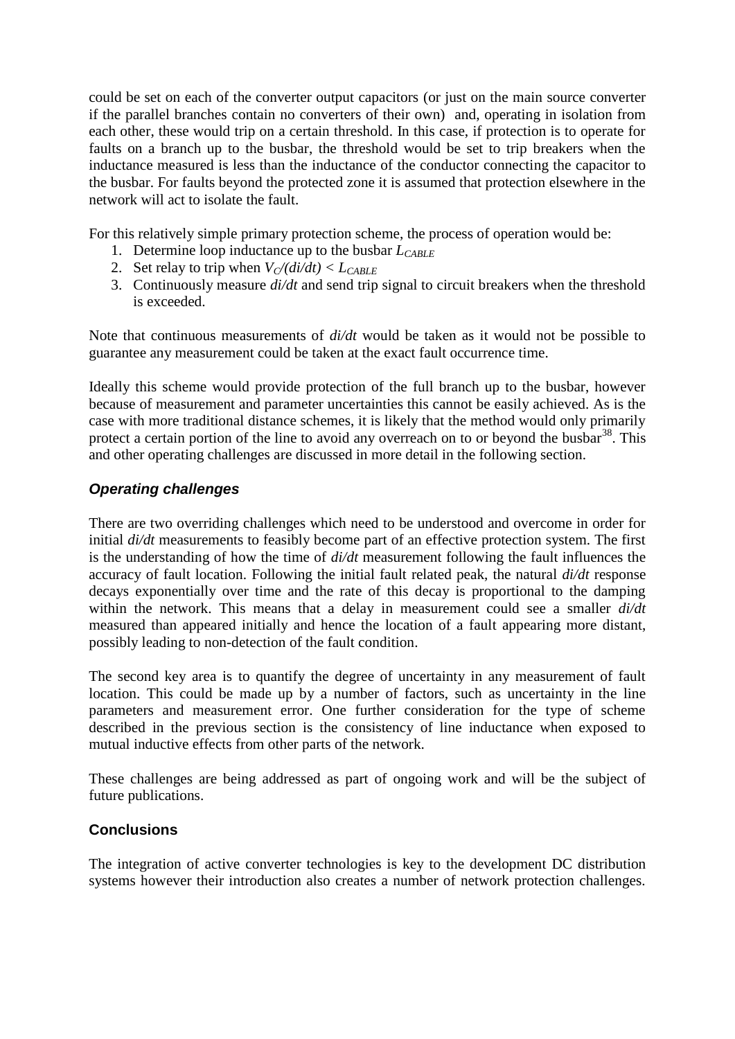could be set on each of the converter output capacitors (or just on the main source converter if the parallel branches contain no converters of their own) and, operating in isolation from each other, these would trip on a certain threshold. In this case, if protection is to operate for faults on a branch up to the busbar, the threshold would be set to trip breakers when the inductance measured is less than the inductance of the conductor connecting the capacitor to the busbar. For faults beyond the protected zone it is assumed that protection elsewhere in the network will act to isolate the fault.

For this relatively simple primary protection scheme, the process of operation would be:

1. Determine loop inductance up to the busbar $L_{CABLE}$
2. Set relay to trip when $V_C/(di/dt) < L_{CABLE}$
3. Continuously measure *di/dt* and send trip signal to circuit breakers when the threshold is exceeded.

Note that continuous measurements of *di/dt* would be taken as it would not be possible to guarantee any measurement could be taken at the exact fault occurrence time.

Ideally this scheme would provide protection of the full branch up to the busbar, however because of measurement and parameter uncertainties this cannot be easily achieved. As is the case with more traditional distance schemes, it is likely that the method would only primarily protect a certain portion of the line to avoid any overreach on to or beyond the busbar[38]. This and other operating challenges are discussed in more detail in the following section.

### *Operating challenges*

There are two overriding challenges which need to be understood and overcome in order for initial *di/dt* measurements to feasibly become part of an effective protection system. The first is the understanding of how the time of *di/dt* measurement following the fault influences the accuracy of fault location. Following the initial fault related peak, the natural *di/dt* response decays exponentially over time and the rate of this decay is proportional to the damping within the network. This means that a delay in measurement could see a smaller *di/dt* measured than appeared initially and hence the location of a fault appearing more distant, possibly leading to non-detection of the fault condition.

The second key area is to quantify the degree of uncertainty in any measurement of fault location. This could be made up by a number of factors, such as uncertainty in the line parameters and measurement error. One further consideration for the type of scheme described in the previous section is the consistency of line inductance when exposed to mutual inductive effects from other parts of the network.

These challenges are being addressed as part of ongoing work and will be the subject of future publications.

## Conclusions

The integration of active converter technologies is key to the development DC distribution systems however their introduction also creates a number of network protection challenges.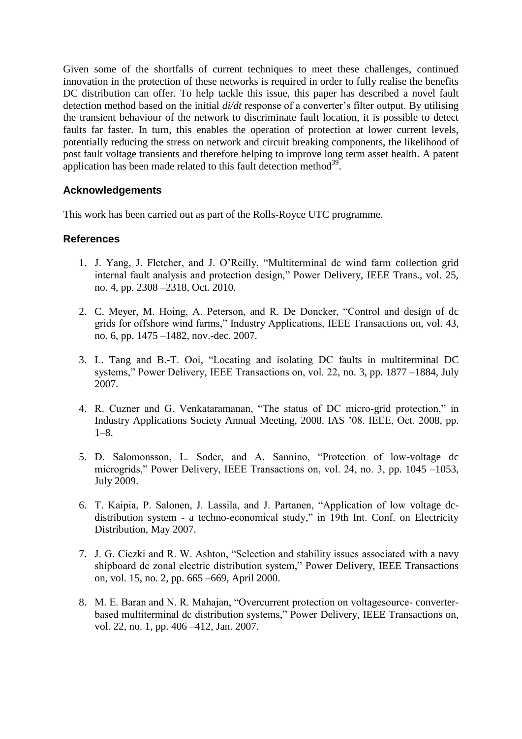Given some of the shortfalls of current techniques to meet these challenges, continued innovation in the protection of these networks is required in order to fully realise the benefits DC distribution can offer. To help tackle this issue, this paper has described a novel fault detection method based on the initial *di/dt* response of a converter's filter output. By utilising the transient behaviour of the network to discriminate fault location, it is possible to detect faults far faster. In turn, this enables the operation of protection at lower current levels, potentially reducing the stress on network and circuit breaking components, the likelihood of post fault voltage transients and therefore helping to improve long term asset health. A patent application has been made related to this fault detection method[39].

## Acknowledgements

This work has been carried out as part of the Rolls-Royce UTC programme.

## References

1. J. Yang, J. Fletcher, and J. O'Reilly, "Multiterminal dc wind farm collection grid internal fault analysis and protection design," Power Delivery, IEEE Trans., vol. 25, no. 4, pp. 2308 –2318, Oct. 2010.

2. C. Meyer, M. Hoing, A. Peterson, and R. De Doncker, "Control and design of dc grids for offshore wind farms," Industry Applications, IEEE Transactions on, vol. 43, no. 6, pp. 1475 –1482, nov.-dec. 2007.

3. L. Tang and B.-T. Ooi, "Locating and isolating DC faults in multiterminal DC systems," Power Delivery, IEEE Transactions on, vol. 22, no. 3, pp. 1877 –1884, July 2007.

4. R. Cuzner and G. Venkataramanan, "The status of DC micro-grid protection," in Industry Applications Society Annual Meeting, 2008. IAS '08. IEEE, Oct. 2008, pp. 1–8.

5. D. Salomonsson, L. Soder, and A. Sannino, "Protection of low-voltage dc microgrids," Power Delivery, IEEE Transactions on, vol. 24, no. 3, pp. 1045 –1053, July 2009.

6. T. Kaipia, P. Salonen, J. Lassila, and J. Partanen, "Application of low voltage dc-distribution system - a techno-economical study," in 19th Int. Conf. on Electricity Distribution, May 2007.

7. J. G. Ciezki and R. W. Ashton, "Selection and stability issues associated with a navy shipboard dc zonal electric distribution system," Power Delivery, IEEE Transactions on, vol. 15, no. 2, pp. 665 –669, April 2000.

8. M. E. Baran and N. R. Mahajan, "Overcurrent protection on voltagesource- converter-based multiterminal dc distribution systems," Power Delivery, IEEE Transactions on, vol. 22, no. 1, pp. 406 –412, Jan. 2007.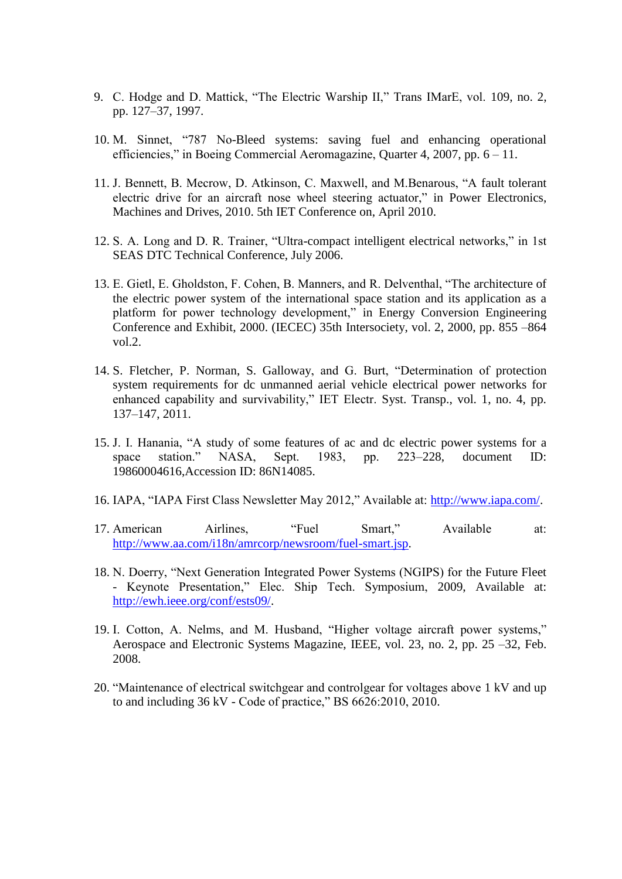9. C. Hodge and D. Mattick, “The Electric Warship II,” Trans IMarE, vol. 109, no. 2, pp. 127–37, 1997.

10. M. Sinnet, “787 No-Bleed systems: saving fuel and enhancing operational efficiencies,” in Boeing Commercial Aeromagazine, Quarter 4, 2007, pp. 6 – 11.

11. J. Bennett, B. Mecrow, D. Atkinson, C. Maxwell, and M.Benarous, “A fault tolerant electric drive for an aircraft nose wheel steering actuator,” in Power Electronics, Machines and Drives, 2010. 5th IET Conference on, April 2010.

12. S. A. Long and D. R. Trainer, “Ultra-compact intelligent electrical networks,” in 1st SEAS DTC Technical Conference, July 2006.

13. E. Gietl, E. Gholdston, F. Cohen, B. Manners, and R. Delventhal, “The architecture of the electric power system of the international space station and its application as a platform for power technology development,” in Energy Conversion Engineering Conference and Exhibit, 2000. (IECEC) 35th Intersociety, vol. 2, 2000, pp. 855 –864 vol.2.

14. S. Fletcher, P. Norman, S. Galloway, and G. Burt, “Determination of protection system requirements for dc unmanned aerial vehicle electrical power networks for enhanced capability and survivability,” IET Electr. Syst. Transp., vol. 1, no. 4, pp. 137–147, 2011.

15. J. I. Hanania, “A study of some features of ac and dc electric power systems for a space station.” NASA, Sept. 1983, pp. 223–228, document ID: 19860004616,Accession ID: 86N14085.

16. IAPA, “IAPA First Class Newsletter May 2012,” Available at: http://www.iapa.com/.

17. American Airlines, “Fuel Smart,” Available at: http://www.aa.com/i18n/amrcorp/newsroom/fuel-smart.jsp.

18. N. Doerry, “Next Generation Integrated Power Systems (NGIPS) for the Future Fleet - Keynote Presentation,” Elec. Ship Tech. Symposium, 2009, Available at: http://ewh.ieee.org/conf/ests09/.

19. I. Cotton, A. Nelms, and M. Husband, “Higher voltage aircraft power systems,” Aerospace and Electronic Systems Magazine, IEEE, vol. 23, no. 2, pp. 25 –32, Feb. 2008.

20. “Maintenance of electrical switchgear and controlgear for voltages above 1 kV and up to and including 36 kV - Code of practice,” BS 6626:2010, 2010.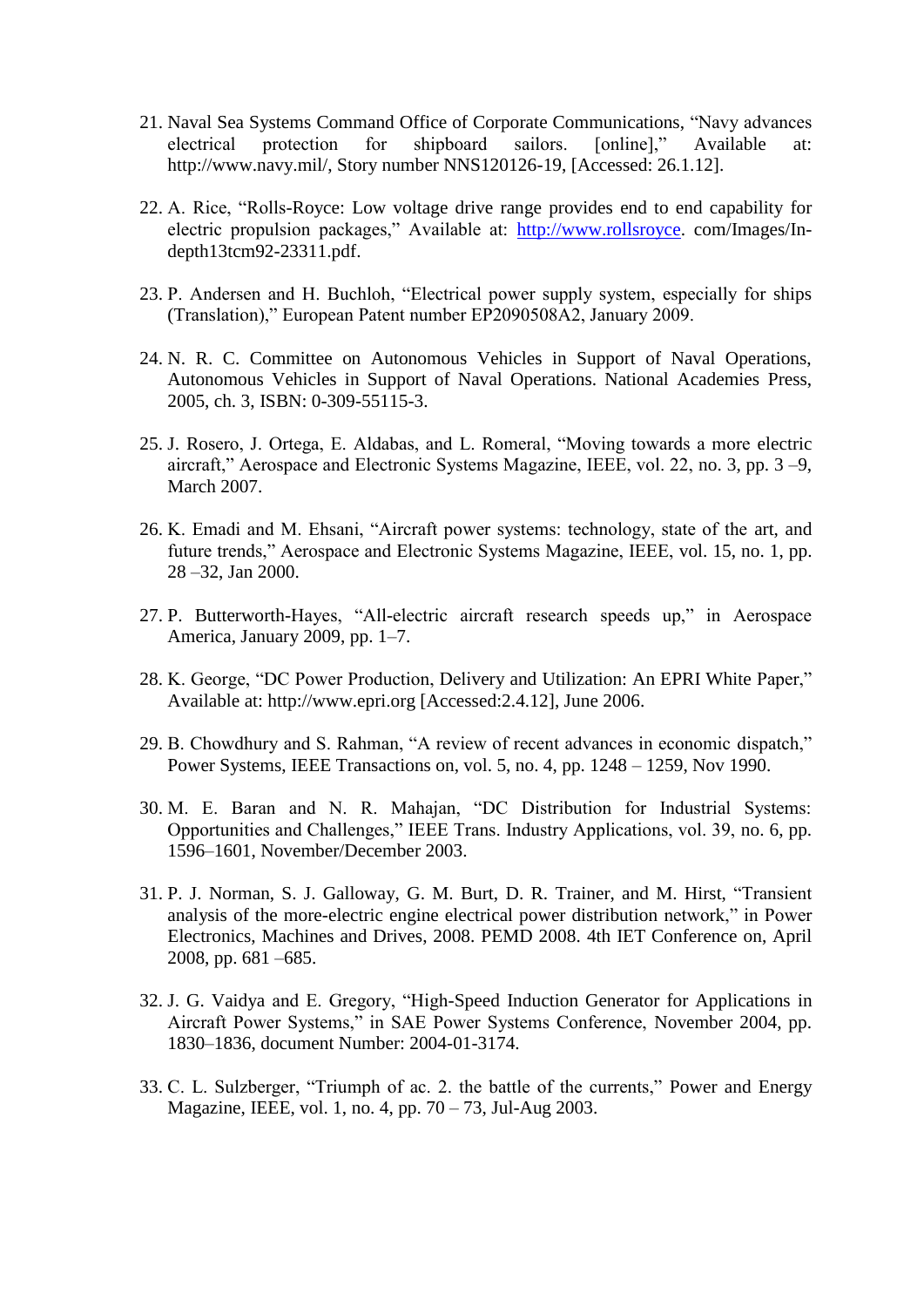21. Naval Sea Systems Command Office of Corporate Communications, "Navy advances electrical protection for shipboard sailors. [online]," Available at: http://www.navy.mil/, Story number NNS120126-19, [Accessed: 26.1.12].

22. A. Rice, "Rolls-Royce: Low voltage drive range provides end to end capability for electric propulsion packages," Available at: http://www.rollsroyce. com/Images/In-depth13tcm92-23311.pdf.

23. P. Andersen and H. Buchloh, "Electrical power supply system, especially for ships (Translation)," European Patent number EP2090508A2, January 2009.

24. N. R. C. Committee on Autonomous Vehicles in Support of Naval Operations, Autonomous Vehicles in Support of Naval Operations. National Academies Press, 2005, ch. 3, ISBN: 0-309-55115-3.

25. J. Rosero, J. Ortega, E. Aldabas, and L. Romeral, "Moving towards a more electric aircraft," Aerospace and Electronic Systems Magazine, IEEE, vol. 22, no. 3, pp. 3 –9, March 2007.

26. K. Emadi and M. Ehsani, "Aircraft power systems: technology, state of the art, and future trends," Aerospace and Electronic Systems Magazine, IEEE, vol. 15, no. 1, pp. 28 –32, Jan 2000.

27. P. Butterworth-Hayes, "All-electric aircraft research speeds up," in Aerospace America, January 2009, pp. 1–7.

28. K. George, "DC Power Production, Delivery and Utilization: An EPRI White Paper," Available at: http://www.epri.org [Accessed:2.4.12], June 2006.

29. B. Chowdhury and S. Rahman, "A review of recent advances in economic dispatch," Power Systems, IEEE Transactions on, vol. 5, no. 4, pp. 1248 – 1259, Nov 1990.

30. M. E. Baran and N. R. Mahajan, "DC Distribution for Industrial Systems: Opportunities and Challenges," IEEE Trans. Industry Applications, vol. 39, no. 6, pp. 1596–1601, November/December 2003.

31. P. J. Norman, S. J. Galloway, G. M. Burt, D. R. Trainer, and M. Hirst, "Transient analysis of the more-electric engine electrical power distribution network," in Power Electronics, Machines and Drives, 2008. PEMD 2008. 4th IET Conference on, April 2008, pp. 681 –685.

32. J. G. Vaidya and E. Gregory, "High-Speed Induction Generator for Applications in Aircraft Power Systems," in SAE Power Systems Conference, November 2004, pp. 1830–1836, document Number: 2004-01-3174.

33. C. L. Sulzberger, "Triumph of ac. 2. the battle of the currents," Power and Energy Magazine, IEEE, vol. 1, no. 4, pp. 70 – 73, Jul-Aug 2003.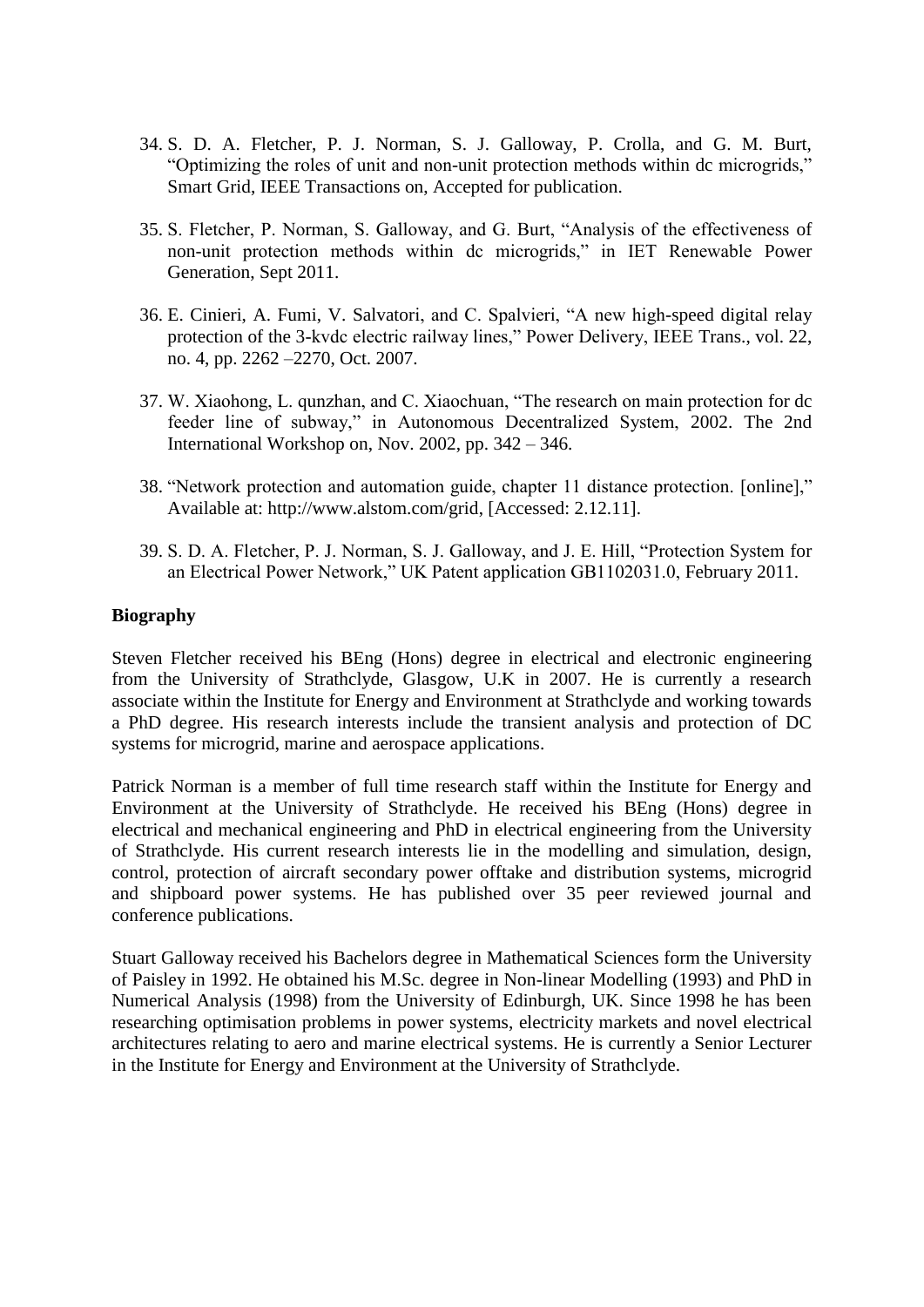34. S. D. A. Fletcher, P. J. Norman, S. J. Galloway, P. Crolla, and G. M. Burt, "Optimizing the roles of unit and non-unit protection methods within dc microgrids," Smart Grid, IEEE Transactions on, Accepted for publication.

35. S. Fletcher, P. Norman, S. Galloway, and G. Burt, "Analysis of the effectiveness of non-unit protection methods within dc microgrids," in IET Renewable Power Generation, Sept 2011.

36. E. Cinieri, A. Fumi, V. Salvatori, and C. Spalvieri, "A new high-speed digital relay protection of the 3-kvdc electric railway lines," Power Delivery, IEEE Trans., vol. 22, no. 4, pp. 2262 –2270, Oct. 2007.

37. W. Xiaohong, L. qunzhan, and C. Xiaochuan, "The research on main protection for dc feeder line of subway," in Autonomous Decentralized System, 2002. The 2nd International Workshop on, Nov. 2002, pp. 342 – 346.

38. "Network protection and automation guide, chapter 11 distance protection. [online]," Available at: http://www.alstom.com/grid, [Accessed: 2.12.11].

39. S. D. A. Fletcher, P. J. Norman, S. J. Galloway, and J. E. Hill, "Protection System for an Electrical Power Network," UK Patent application GB1102031.0, February 2011.

**Biography**

Steven Fletcher received his BEng (Hons) degree in electrical and electronic engineering from the University of Strathclyde, Glasgow, U.K in 2007. He is currently a research associate within the Institute for Energy and Environment at Strathclyde and working towards a PhD degree. His research interests include the transient analysis and protection of DC systems for microgrid, marine and aerospace applications.

Patrick Norman is a member of full time research staff within the Institute for Energy and Environment at the University of Strathclyde. He received his BEng (Hons) degree in electrical and mechanical engineering and PhD in electrical engineering from the University of Strathclyde. His current research interests lie in the modelling and simulation, design, control, protection of aircraft secondary power offtake and distribution systems, microgrid and shipboard power systems. He has published over 35 peer reviewed journal and conference publications.

Stuart Galloway received his Bachelors degree in Mathematical Sciences form the University of Paisley in 1992. He obtained his M.Sc. degree in Non-linear Modelling (1993) and PhD in Numerical Analysis (1998) from the University of Edinburgh, UK. Since 1998 he has been researching optimisation problems in power systems, electricity markets and novel electrical architectures relating to aero and marine electrical systems. He is currently a Senior Lecturer in the Institute for Energy and Environment at the University of Strathclyde.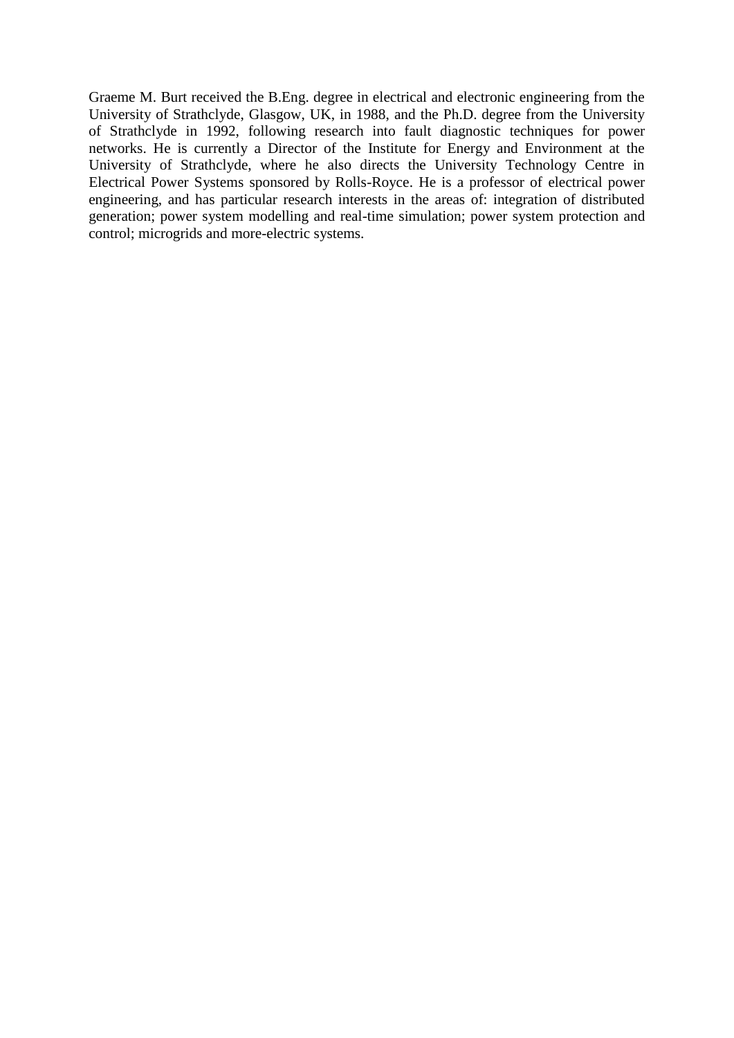Graeme M. Burt received the B.Eng. degree in electrical and electronic engineering from the University of Strathclyde, Glasgow, UK, in 1988, and the Ph.D. degree from the University of Strathclyde in 1992, following research into fault diagnostic techniques for power networks. He is currently a Director of the Institute for Energy and Environment at the University of Strathclyde, where he also directs the University Technology Centre in Electrical Power Systems sponsored by Rolls-Royce. He is a professor of electrical power engineering, and has particular research interests in the areas of: integration of distributed generation; power system modelling and real-time simulation; power system protection and control; microgrids and more-electric systems.